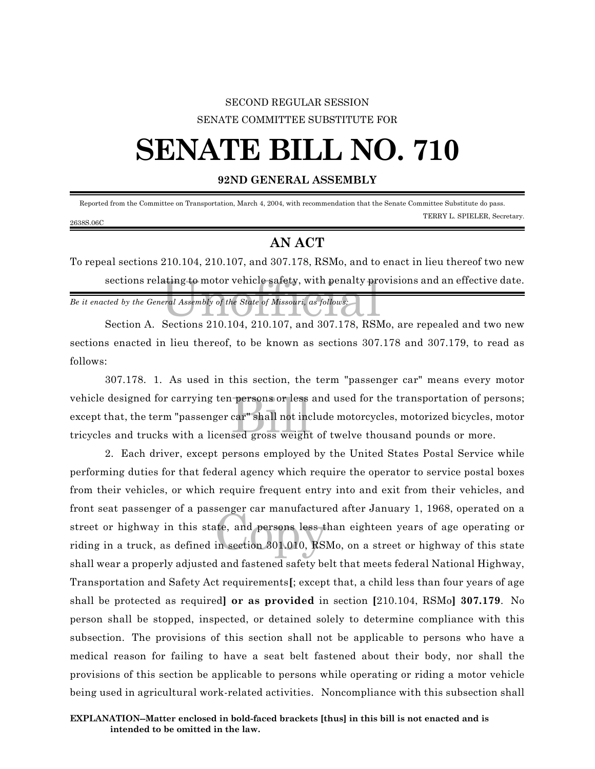SECOND REGULAR SESSION

SENATE COMMITTEE SUBSTITUTE FOR

# SENATE BILL NO. 710

**92ND GENERAL ASSEMBLY**

Reported from the Committee on Transportation, March 4, 2004, with recommendation that the Senate Committee Substitute do pass.

TERRY L. SPIELER, Secretary.

2638S.06C

## AN ACT

To repeal sections 210.104, 210.107, and 307.178, RSMo, and to enact in lieu thereof two new sections relating to motor vehicle safety, with penalty provisions and an effective date.

*Be it enacted by the General Assembly of the State of Missouri, as follows:*

Section A. Sections 210.104, 210.107, and 307.178, RSMo, are repealed and two new sections enacted in lieu thereof, to be known as sections 307.178 and 307.179, to read as follows:

307.178. 1. As used in this section, the term "passenger car" means every motor vehicle designed for carrying ten persons or less and used for the transportation of persons; except that, the term "passenger car" shall not include motorcycles, motorized bicycles, motor tricycles and trucks with a licensed gross weight of twelve thousand pounds or more.

2. Each driver, except persons employed by the United States Postal Service while performing duties for that federal agency which require the operator to service postal boxes from their vehicles, or which require frequent entry into and exit from their vehicles, and front seat passenger of a passenger car manufactured after January 1, 1968, operated on a street or highway in this state, and persons less than eighteen years of age operating or riding in a truck, as defined in section 301.010, RSMo, on a street or highway of this state shall wear a properly adjusted and fastened safety belt that meets federal National Highway, Transportation and Safety Act requirements**[**; except that, a child less than four years of age shall be protected as required**] or as provided** in section **[**210.104, RSMo**] 307.179**. No person shall be stopped, inspected, or detained solely to determine compliance with this subsection. The provisions of this section shall not be applicable to persons who have a medical reason for failing to have a seat belt fastened about their body, nor shall the provisions of this section be applicable to persons while operating or riding a motor vehicle being used in agricultural work-related activities. Noncompliance with this subsection shall

**EXPLANATION--Matter enclosed in bold-faced brackets [thus] in this bill is not enacted and is intended to be omitted in the law.**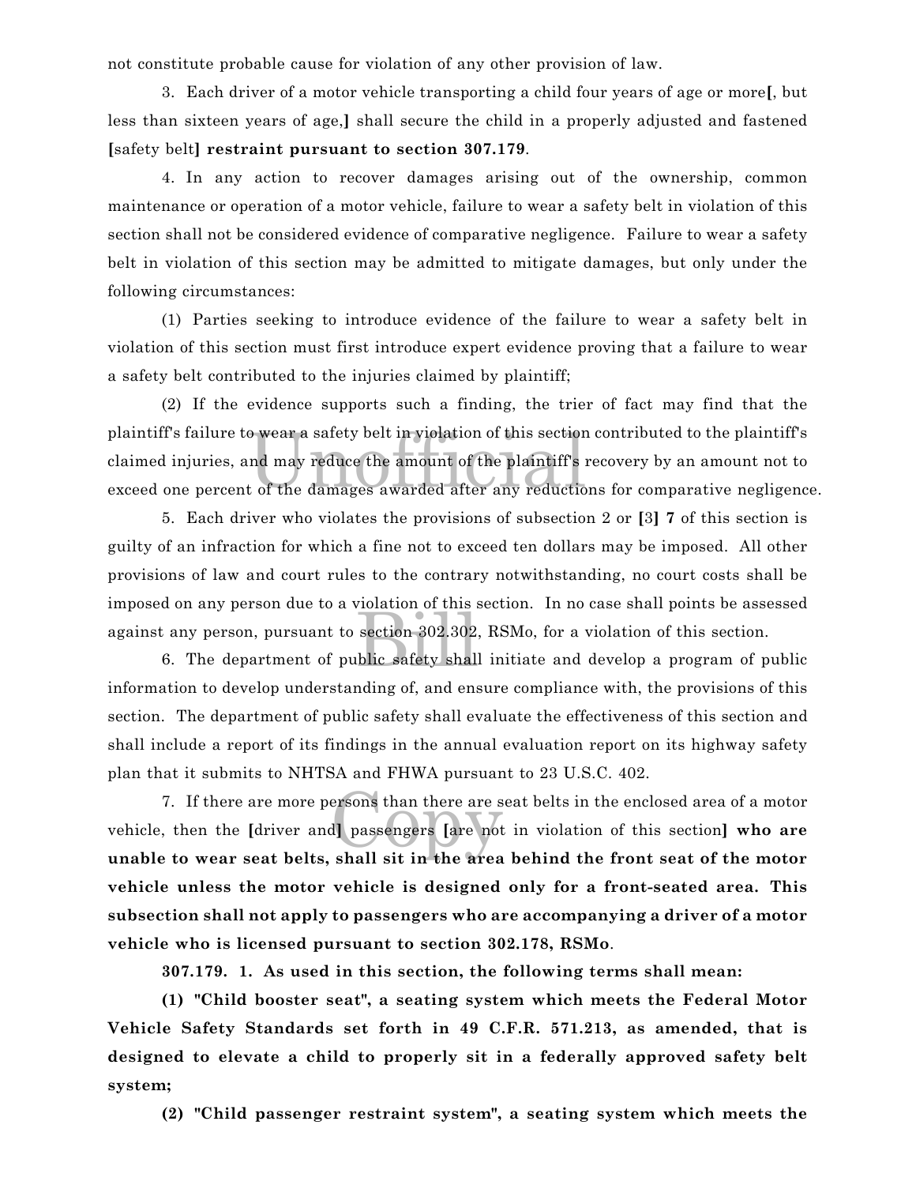not constitute probable cause for violation of any other provision of law.

3. Each driver of a motor vehicle transporting a child four years of age or more**[**, but less than sixteen years of age,**]** shall secure the child in a properly adjusted and fastened **[**safety belt**] restraint pursuant to section 307.179**.

4. In any action to recover damages arising out of the ownership, common maintenance or operation of a motor vehicle, failure to wear a safety belt in violation of this section shall not be considered evidence of comparative negligence. Failure to wear a safety belt in violation of this section may be admitted to mitigate damages, but only under the following circumstances:

(1) Parties seeking to introduce evidence of the failure to wear a safety belt in violation of this section must first introduce expert evidence proving that a failure to wear a safety belt contributed to the injuries claimed by plaintiff;

(2) If the evidence supports such a finding, the trier of fact may find that the plaintiff's failure to wear a safety belt in violation of this section contributed to the plaintiff's claimed injuries, and may reduce the amount of the plaintiff's recovery by an amount not to exceed one percent of the damages awarded after any reductions for comparative negligence.

5. Each driver who violates the provisions of subsection 2 or **[**3**] 7** of this section is guilty of an infraction for which a fine not to exceed ten dollars may be imposed. All other provisions of law and court rules to the contrary notwithstanding, no court costs shall be imposed on any person due to a violation of this section. In no case shall points be assessed against any person, pursuant to section 302.302, RSMo, for a violation of this section.

6. The department of public safety shall initiate and develop a program of public information to develop understanding of, and ensure compliance with, the provisions of this section. The department of public safety shall evaluate the effectiveness of this section and shall include a report of its findings in the annual evaluation report on its highway safety plan that it submits to NHTSA and FHWA pursuant to 23 U.S.C. 402.

7. If there are more persons than there are seat belts in the enclosed area of a motor vehicle, then the **[**driver and**]** passengers **[**are not in violation of this section**] who are unable to wear seat belts, shall sit in the area behind the front seat of the motor vehicle unless the motor vehicle is designed only for a front-seated area. This subsection shall not apply to passengers who are accompanying a driver of a motor vehicle who is licensed pursuant to section 302.178, RSMo**.

**307.179. 1. As used in this section, the following terms shall mean:**

**(1) "Child booster seat", a seating system which meets the Federal Motor Vehicle Safety Standards set forth in 49 C.F.R. 571.213, as amended, that is designed to elevate a child to properly sit in a federally approved safety belt system;**

**(2) "Child passenger restraint system", a seating system which meets the**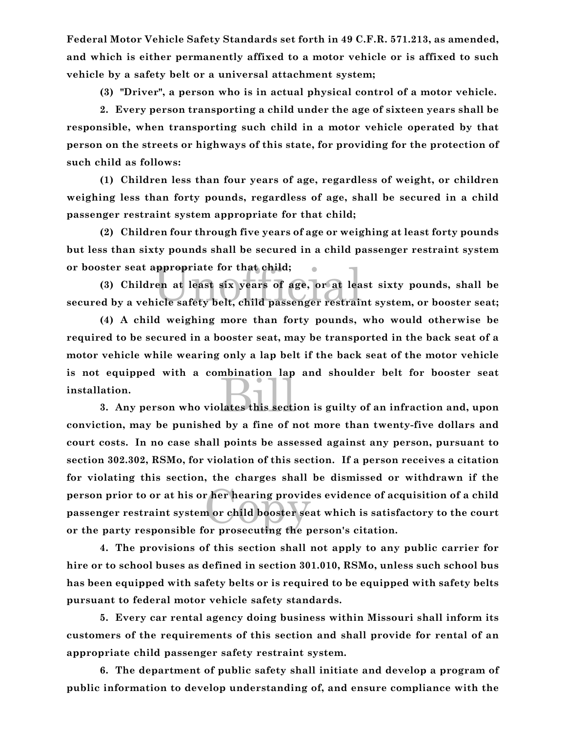**Federal Motor Vehicle Safety Standards set forth in 49 C.F.R. 571.213, as amended, and which is either permanently affixed to a motor vehicle or is affixed to such vehicle by a safety belt or a universal attachment system;**

**(3) "Driver", a person who is in actual physical control of a motor vehicle.**

**2. Every person transporting a child under the age of sixteen years shall be responsible, when transporting such child in a motor vehicle operated by that person on the streets or highways of this state, for providing for the protection of such child as follows:**

**(1) Children less than four years of age, regardless of weight, or children weighing less than forty pounds, regardless of age, shall be secured in a child passenger restraint system appropriate for that child;**

**(2) Children four through five years of age or weighing at least forty pounds but less than sixty pounds shall be secured in a child passenger restraint system or booster seat appropriate for that child;**

**(3) Children at least six years of age, or at least sixty pounds, shall be secured by a vehicle safety belt, child passenger restraint system, or booster seat;**

**(4) A child weighing more than forty pounds, who would otherwise be required to be secured in a booster seat, may be transported in the back seat of a motor vehicle while wearing only a lap belt if the back seat of the motor vehicle is not equipped with a combination lap and shoulder belt for booster seat installation.**

**3. Any person who violates this section is guilty of an infraction and, upon conviction, may be punished by a fine of not more than twenty-five dollars and court costs. In no case shall points be assessed against any person, pursuant to section 302.302, RSMo, for violation of this section. If a person receives a citation for violating this section, the charges shall be dismissed or withdrawn if the person prior to or at his or her hearing provides evidence of acquisition of a child passenger restraint system or child booster seat which is satisfactory to the court or the party responsible for prosecuting the person's citation.**

**4. The provisions of this section shall not apply to any public carrier for hire or to school buses as defined in section 301.010, RSMo, unless such school bus has been equipped with safety belts or is required to be equipped with safety belts pursuant to federal motor vehicle safety standards.**

**5. Every car rental agency doing business within Missouri shall inform its customers of the requirements of this section and shall provide for rental of an appropriate child passenger safety restraint system.**

**6. The department of public safety shall initiate and develop a program of public information to develop understanding of, and ensure compliance with the**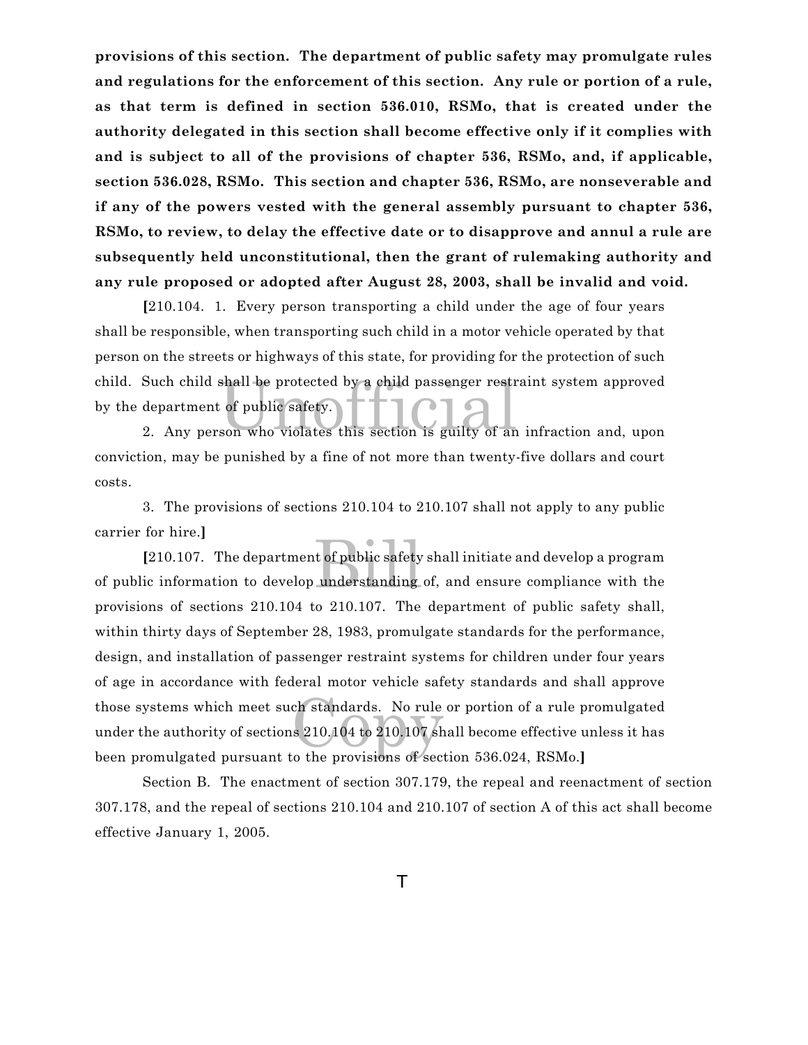**provisions of this section. The department of public safety may promulgate rules and regulations for the enforcement of this section. Any rule or portion of a rule, as that term is defined in section 536.010, RSMo, that is created under the authority delegated in this section shall become effective only if it complies with and is subject to all of the provisions of chapter 536, RSMo, and, if applicable, section 536.028, RSMo. This section and chapter 536, RSMo, are nonseverable and if any of the powers vested with the general assembly pursuant to chapter 536, RSMo, to review, to delay the effective date or to disapprove and annul a rule are subsequently held unconstitutional, then the grant of rulemaking authority and any rule proposed or adopted after August 28, 2003, shall be invalid and void.**

**[**210.104. 1. Every person transporting a child under the age of four years shall be responsible, when transporting such child in a motor vehicle operated by that person on the streets or highways of this state, for providing for the protection of such child. Such child shall be protected by a child passenger restraint system approved by the department of public safety.

2. Any person who violates this section is guilty of an infraction and, upon conviction, may be punished by a fine of not more than twenty-five dollars and court costs.

3. The provisions of sections 210.104 to 210.107 shall not apply to any public carrier for hire.**]**

**[**210.107. The department of public safety shall initiate and develop a program of public information to develop understanding of, and ensure compliance with the provisions of sections 210.104 to 210.107. The department of public safety shall, within thirty days of September 28, 1983, promulgate standards for the performance, design, and installation of passenger restraint systems for children under four years of age in accordance with federal motor vehicle safety standards and shall approve those systems which meet such standards. No rule or portion of a rule promulgated under the authority of sections 210.104 to 210.107 shall become effective unless it has been promulgated pursuant to the provisions of section 536.024, RSMo.**]**

Section B. The enactment of section 307.179, the repeal and reenactment of section 307.178, and the repeal of sections 210.104 and 210.107 of section A of this act shall become effective January 1, 2005.

T